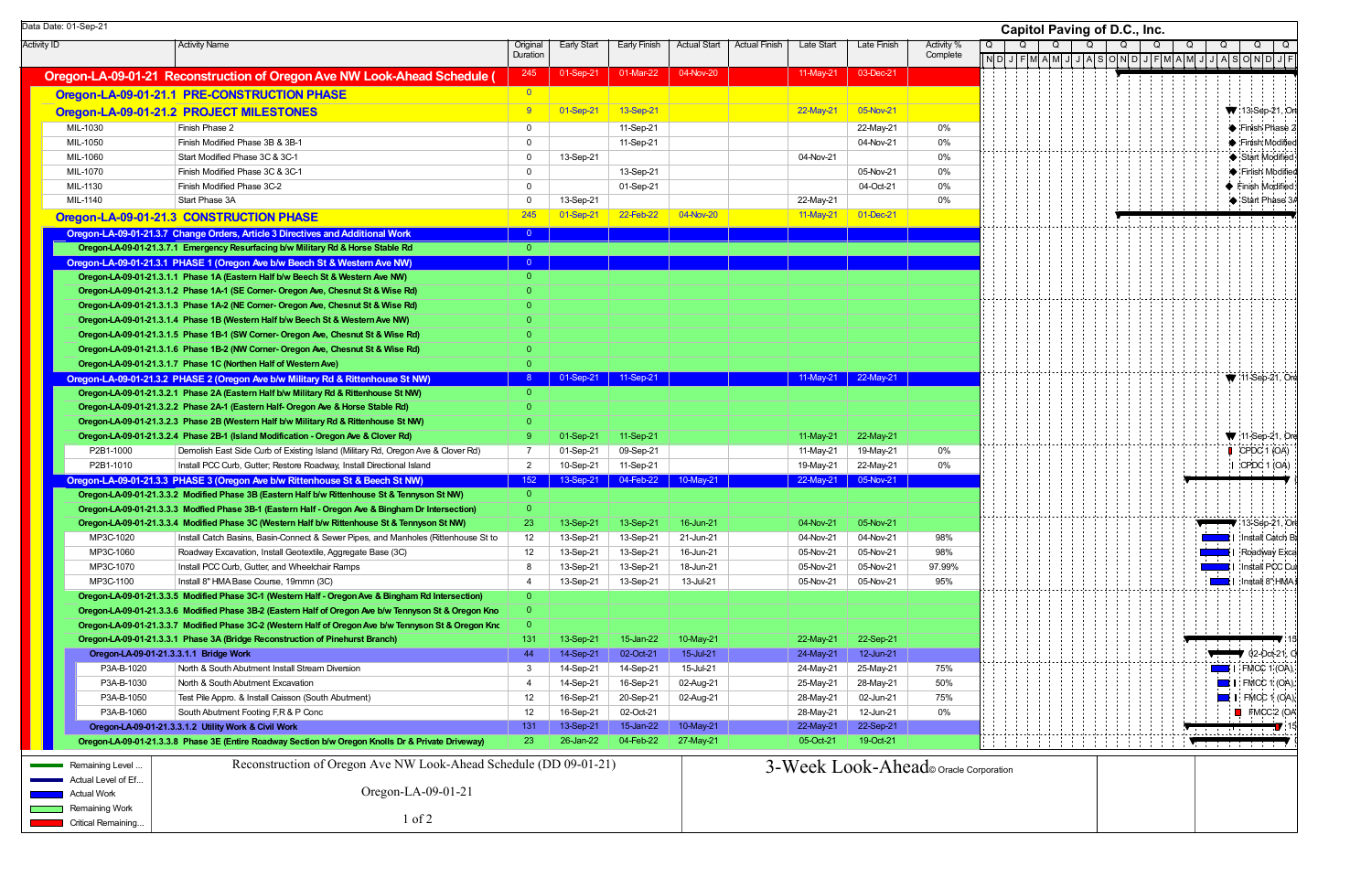Data Date: 01-Sep-21

**Capitol Paving of D.C., Inc.**

| Activity ID | Activity Name | Original Duration | Early Start | Early Finish | Actual Start | Actual Finish | Late Start | Late Finish | Activity % Complete |
|---|---|---|---|---|---|---|---|---|---|
| **Oregon-LA-09-01-21** | **Reconstruction of Oregon Ave NW Look-Ahead Schedule (** | 245 | 01-Sep-21 | 01-Mar-22 | 04-Nov-20 | | 11-May-21 | 03-Dec-21 | |
| **Oregon-LA-09-01-21.1** | **PRE-CONSTRUCTION PHASE** | 0 | | | | | | | |
| **Oregon-LA-09-01-21.2** | **PROJECT MILESTONES** | 9 | 01-Sep-21 | 13-Sep-21 | | | 22-May-21 | 05-Nov-21 | |
| MIL-1030 | Finish Phase 2 | 0 | | 11-Sep-21 | | | | 22-May-21 | 0% |
| MIL-1050 | Finish Modified Phase 3B & 3B-1 | 0 | | 11-Sep-21 | | | | 04-Nov-21 | 0% |
| MIL-1060 | Start Modified Phase 3C & 3C-1 | 0 | 13-Sep-21 | | | | 04-Nov-21 | | 0% |
| MIL-1070 | Finish Modified Phase 3C & 3C-1 | 0 | | 13-Sep-21 | | | | 05-Nov-21 | 0% |
| MIL-1130 | Finish Modified Phase 3C-2 | 0 | | 01-Sep-21 | | | | 04-Oct-21 | 0% |
| MIL-1140 | Start Phase 3A | 0 | 13-Sep-21 | | | | 22-May-21 | | 0% |
| **Oregon-LA-09-01-21.3** | **CONSTRUCTION PHASE** | 245 | 01-Sep-21 | 22-Feb-22 | 04-Nov-20 | | 11-May-21 | 01-Dec-21 | |
| **Oregon-LA-09-01-21.3.7** | **Change Orders, Article 3 Directives and Additional Work** | 0 | | | | | | | |
| **Oregon-LA-09-01-21.3.7.1** | **Emergency Resurfacing b/w Military Rd & Horse Stable Rd** | 0 | | | | | | | |
| **Oregon-LA-09-01-21.3.1** | **PHASE 1 (Oregon Ave b/w Beech St & Western Ave NW)** | 0 | | | | | | | |
| **Oregon-LA-09-01-21.3.1.1** | **Phase 1A (Eastern Half b/w Beech St & Western Ave NW)** | 0 | | | | | | | |
| **Oregon-LA-09-01-21.3.1.2** | **Phase 1A-1 (SE Corner- Oregon Ave, Chesnut St & Wise Rd)** | 0 | | | | | | | |
| **Oregon-LA-09-01-21.3.1.3** | **Phase 1A-2 (NE Corner- Oregon Ave, Chesnut St & Wise Rd)** | 0 | | | | | | | |
| **Oregon-LA-09-01-21.3.1.4** | **Phase 1B (Western Half b/w Beech St & Western Ave NW)** | 0 | | | | | | | |
| **Oregon-LA-09-01-21.3.1.5** | **Phase 1B-1 (SW Corner- Oregon Ave, Chesnut St & Wise Rd)** | 0 | | | | | | | |
| **Oregon-LA-09-01-21.3.1.6** | **Phase 1B-2 (NW Corner- Oregon Ave, Chesnut St & Wise Rd)** | 0 | | | | | | | |
| **Oregon-LA-09-01-21.3.1.7** | **Phase 1C (Northen Half of Western Ave)** | 0 | | | | | | | |
| **Oregon-LA-09-01-21.3.2** | **PHASE 2 (Oregon Ave b/w Military Rd & Rittenhouse St NW)** | 8 | 01-Sep-21 | 11-Sep-21 | | | 11-May-21 | 22-May-21 | |
| **Oregon-LA-09-01-21.3.2.1** | **Phase 2A (Eastern Half b/w Military Rd & Rittenhouse St NW)** | 0 | | | | | | | |
| **Oregon-LA-09-01-21.3.2.2** | **Phase 2A-1 (Eastern Half- Oregon Ave & Horse Stable Rd)** | 0 | | | | | | | |
| **Oregon-LA-09-01-21.3.2.3** | **Phase 2B (Western Half b/w Military Rd & Rittenhouse St NW)** | 0 | | | | | | | |
| **Oregon-LA-09-01-21.3.2.4** | **Phase 2B-1 (Island Modification - Oregon Ave & Clover Rd)** | 9 | 01-Sep-21 | 11-Sep-21 | | | 11-May-21 | 22-May-21 | |
| P2B1-1000 | Demolish East Side Curb of Existing Island (Military Rd, Oregon Ave & Clover Rd) | 7 | 01-Sep-21 | 09-Sep-21 | | | 11-May-21 | 19-May-21 | 0% |
| P2B1-1010 | Install PCC Curb, Gutter; Restore Roadway, Install Directional Island | 2 | 10-Sep-21 | 11-Sep-21 | | | 19-May-21 | 22-May-21 | 0% |
| **Oregon-LA-09-01-21.3.3** | **PHASE 3 (Oregon Ave b/w Rittenhouse St & Beech St NW)** | 152 | 13-Sep-21 | 04-Feb-22 | 10-May-21 | | 22-May-21 | 05-Nov-21 | |
| **Oregon-LA-09-01-21.3.3.2** | **Modified Phase 3B (Eastern Half b/w Rittenhouse St & Tennyson St NW)** | 0 | | | | | | | |
| **Oregon-LA-09-01-21.3.3.3** | **Modfied Phase 3B-1 (Eastern Half - Oregon Ave & Bingham Dr Intersection)** | 0 | | | | | | | |
| **Oregon-LA-09-01-21.3.3.4** | **Modified Phase 3C (Western Half b/w Rittenhouse St & Tennyson St NW)** | 23 | 13-Sep-21 | 13-Sep-21 | 16-Jun-21 | | 04-Nov-21 | 05-Nov-21 | |
| MP3C-1020 | Install Catch Basins, Basin-Connect & Sewer Pipes, and Manholes (Rittenhouse St to | 12 | 13-Sep-21 | 13-Sep-21 | 21-Jun-21 | | 04-Nov-21 | 04-Nov-21 | 98% |
| MP3C-1060 | Roadway Excavation, Install Geotextile, Aggregate Base (3C) | 12 | 13-Sep-21 | 13-Sep-21 | 16-Jun-21 | | 05-Nov-21 | 05-Nov-21 | 98% |
| MP3C-1070 | Install PCC Curb, Gutter, and Wheelchair Ramps | 8 | 13-Sep-21 | 13-Sep-21 | 18-Jun-21 | | 05-Nov-21 | 05-Nov-21 | 97.99% |
| MP3C-1100 | Install 8" HMA Base Course, 19mmn (3C) | 4 | 13-Sep-21 | 13-Sep-21 | 13-Jul-21 | | 05-Nov-21 | 05-Nov-21 | 95% |
| **Oregon-LA-09-01-21.3.3.5** | **Modified Phase 3C-1 (Western Half - Oregon Ave & Bingham Rd Intersection)** | 0 | | | | | | | |
| **Oregon-LA-09-01-21.3.3.6** | **Modified Phase 3B-2 (Eastern Half of Oregon Ave b/w Tennyson St & Oregon Kno** | 0 | | | | | | | |
| **Oregon-LA-09-01-21.3.3.7** | **Modified Phase 3C-2 (Western Half of Oregon Ave b/w Tennyson St & Oregon Knc** | 0 | | | | | | | |
| **Oregon-LA-09-01-21.3.3.1** | **Phase 3A (Bridge Reconstruction of Pinehurst Branch)** | 131 | 13-Sep-21 | 15-Jan-22 | 10-May-21 | | 22-May-21 | 22-Sep-21 | |
| **Oregon-LA-09-01-21.3.3.1.1** | **Bridge Work** | 44 | 14-Sep-21 | 02-Oct-21 | 15-Jul-21 | | 24-May-21 | 12-Jun-21 | |
| P3A-B-1020 | North & South Abutment Install Stream Diversion | 3 | 14-Sep-21 | 14-Sep-21 | 15-Jul-21 | | 24-May-21 | 25-May-21 | 75% |
| P3A-B-1030 | North & South Abutment Excavation | 4 | 14-Sep-21 | 16-Sep-21 | 02-Aug-21 | | 25-May-21 | 28-May-21 | 50% |
| P3A-B-1050 | Test Pile Appro. & Install Caisson (South Abutment) | 12 | 16-Sep-21 | 20-Sep-21 | 02-Aug-21 | | 28-May-21 | 02-Jun-21 | 75% |
| P3A-B-1060 | South Abutment Footing F,R & P Conc | 12 | 16-Sep-21 | 02-Oct-21 | | | 28-May-21 | 12-Jun-21 | 0% |
| **Oregon-LA-09-01-21.3.3.1.2** | **Utility Work & Civil Work** | 131 | 13-Sep-21 | 15-Jan-22 | 10-May-21 | | 22-May-21 | 22-Sep-21 | |
| **Oregon-LA-09-01-21.3.3.8** | **Phase 3E (Entire Roadway Section b/w Oregon Knolls Dr & Private Driveway)** | 23 | 26-Jan-22 | 04-Feb-22 | 27-May-21 | | 05-Oct-21 | 19-Oct-21 | |

Legend:
- Remaining Level ...
- Actual Level of Ef...
- Actual Work
- Remaining Work
- Critical Remaining...

Reconstruction of Oregon Ave NW Look-Ahead Schedule (DD 09-01-21)

Oregon-LA-09-01-21

3-Week Look-Ahead © Oracle Corporation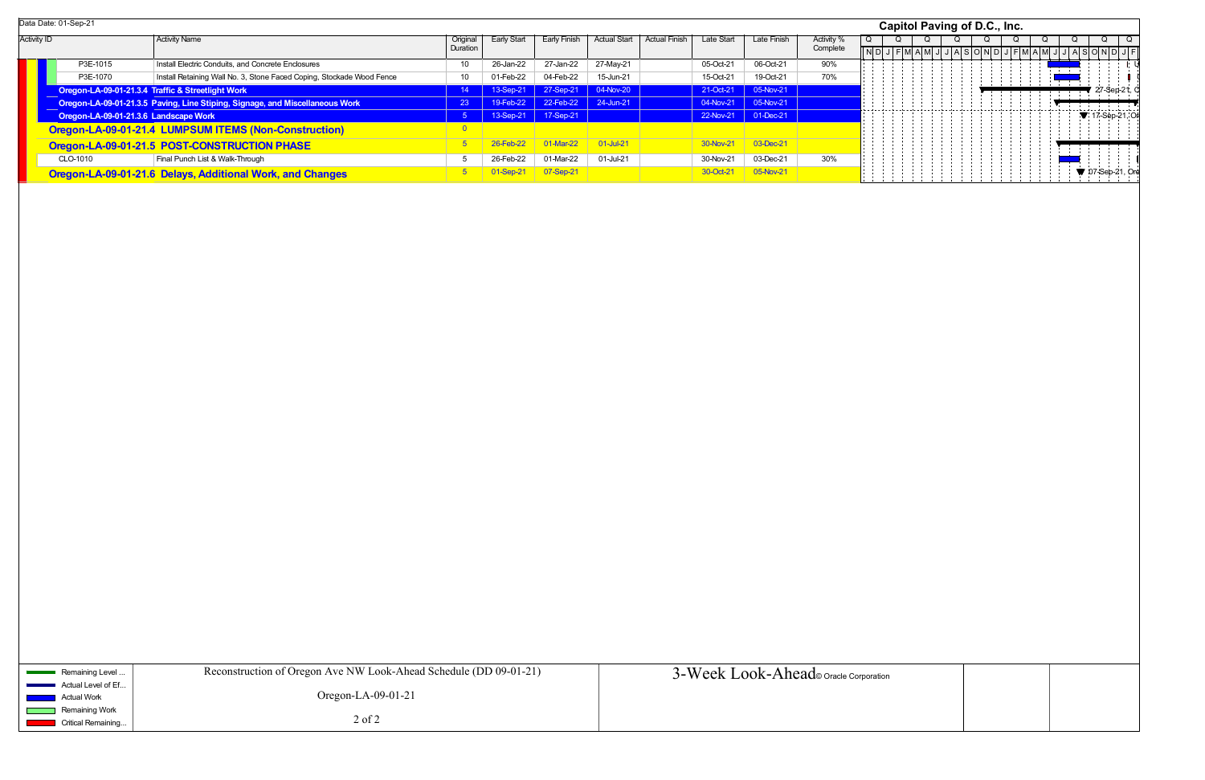Data Date: 01-Sep-21

**Capitol Paving of D.C., Inc.**

| Activity ID | Activity Name | Original Duration | Early Start | Early Finish | Actual Start | Actual Finish | Late Start | Late Finish | Activity % Complete |
|---|---|---|---|---|---|---|---|---|---|
| P3E-1015 | Install Electric Conduits, and Concrete Enclosures | 10 | 26-Jan-22 | 27-Jan-22 | 27-May-21 | | 05-Oct-21 | 06-Oct-21 | 90% |
| P3E-1070 | Install Retaining Wall No. 3, Stone Faced Coping, Stockade Wood Fence | 10 | 01-Feb-22 | 04-Feb-22 | 15-Jun-21 | | 15-Oct-21 | 19-Oct-21 | 70% |
| **Oregon-LA-09-01-21.3.4** | **Traffic & Streetlight Work** | 14 | 13-Sep-21 | 27-Sep-21 | 04-Nov-20 | | 21-Oct-21 | 05-Nov-21 | |
| **Oregon-LA-09-01-21.3.5** | **Paving, Line Stiping, Signage, and Miscellaneous Work** | 23 | 19-Feb-22 | 22-Feb-22 | 24-Jun-21 | | 04-Nov-21 | 05-Nov-21 | |
| **Oregon-LA-09-01-21.3.6** | **Landscape Work** | 5 | 13-Sep-21 | 17-Sep-21 | | | 22-Nov-21 | 01-Dec-21 | |
| **Oregon-LA-09-01-21.4** | **LUMPSUM ITEMS (Non-Construction)** | 0 | | | | | | | |
| **Oregon-LA-09-01-21.5** | **POST-CONSTRUCTION PHASE** | 5 | 26-Feb-22 | 01-Mar-22 | 01-Jul-21 | | 30-Nov-21 | 03-Dec-21 | |
| CLO-1010 | Final Punch List & Walk-Through | 5 | 26-Feb-22 | 01-Mar-22 | 01-Jul-21 | | 30-Nov-21 | 03-Dec-21 | 30% |
| **Oregon-LA-09-01-21.6** | **Delays, Additional Work, and Changes** | 5 | 01-Sep-21 | 07-Sep-21 | | | 30-Oct-21 | 05-Nov-21 | |

Legend: Remaining Level ... ; Actual Level of Ef... ; Actual Work ; Remaining Work ; Critical Remaining...

Reconstruction of Oregon Ave NW Look-Ahead Schedule (DD 09-01-21)

Oregon-LA-09-01-21

3-Week Look-Ahead © Oracle Corporation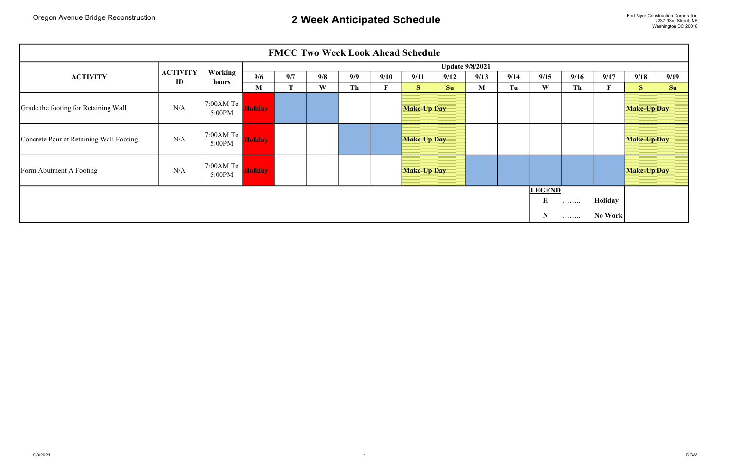Oregon Avenue Bridge Reconstruction

# 2 Week Anticipated Schedule

Fort Myer Construction Corporation
2237 33rd Street, NE
Washington DC 20018

## FMCC Two Week Look Ahead Schedule

| ACTIVITY | ACTIVITY ID | Working hours | Update 9/8/2021 | | | | | | | | | | | | | |
|---|---|---|---|---|---|---|---|---|---|---|---|---|---|---|---|---|
| | | | 9/6 | 9/7 | 9/8 | 9/9 | 9/10 | 9/11 | 9/12 | 9/13 | 9/14 | 9/15 | 9/16 | 9/17 | 9/18 | 9/19 |
| | | | M | T | W | Th | F | S | Su | M | Tu | W | Th | F | S | Su |
| Grade the footing for Retaining Wall | N/A | 7:00AM To 5:00PM | Holiday | | | | | Make-Up Day | | | | | | | Make-Up Day | |
| Concrete Pour at Retaining Wall Footing | N/A | 7:00AM To 5:00PM | Holiday | | | | | Make-Up Day | | | | | | | Make-Up Day | |
| Form Abutment A Footing | N/A | 7:00AM To 5:00PM | Holiday | | | | | Make-Up Day | | | | | | | Make-Up Day | |

**LEGEND**

| | | |
|---|---|---|
| H | …….. | Holiday |
| N | …….. | No Work |